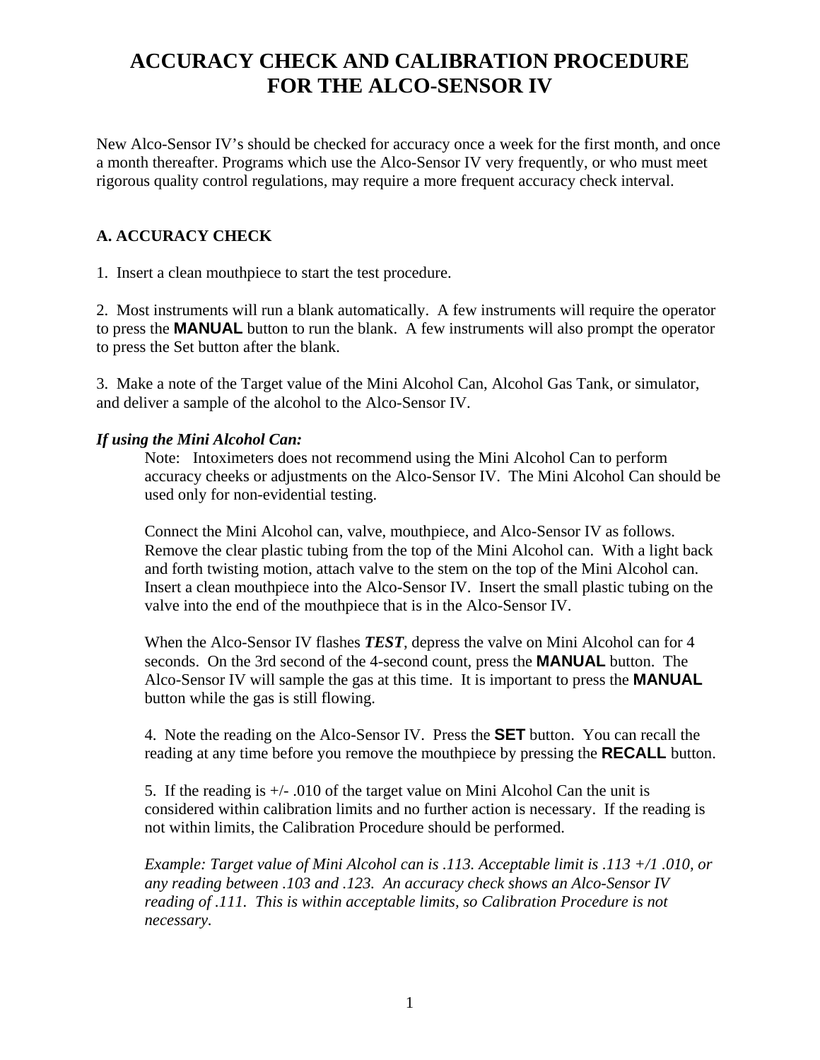# ACCURACY CHECK AND CALIBRATION PROCEDURE FOR THE ALCO-SENSOR IV

New Alco-Sensor IV's should be checked for accuracy once a week for the first month, and once a month thereafter. Programs which use the Alco-Sensor IV very frequently, or who must meet rigorous quality control regulations, may require a more frequent accuracy check interval.

## A. ACCURACY CHECK

1. Insert a clean mouthpiece to start the test procedure.

2. Most instruments will run a blank automatically. A few instruments will require the operator to press the **MANUAL** button to run the blank. A few instruments will also prompt the operator to press the Set button after the blank.

3. Make a note of the Target value of the Mini Alcohol Can, Alcohol Gas Tank, or simulator, and deliver a sample of the alcohol to the Alco-Sensor IV.

***If using the Mini Alcohol Can:***

Note: Intoximeters does not recommend using the Mini Alcohol Can to perform accuracy cheeks or adjustments on the Alco-Sensor IV. The Mini Alcohol Can should be used only for non-evidential testing.

Connect the Mini Alcohol can, valve, mouthpiece, and Alco-Sensor IV as follows. Remove the clear plastic tubing from the top of the Mini Alcohol can. With a light back and forth twisting motion, attach valve to the stem on the top of the Mini Alcohol can. Insert a clean mouthpiece into the Alco-Sensor IV. Insert the small plastic tubing on the valve into the end of the mouthpiece that is in the Alco-Sensor IV.

When the Alco-Sensor IV flashes ***TEST***, depress the valve on Mini Alcohol can for 4 seconds. On the 3rd second of the 4-second count, press the **MANUAL** button. The Alco-Sensor IV will sample the gas at this time. It is important to press the **MANUAL** button while the gas is still flowing.

4. Note the reading on the Alco-Sensor IV. Press the **SET** button. You can recall the reading at any time before you remove the mouthpiece by pressing the **RECALL** button.

5. If the reading is +/- .010 of the target value on Mini Alcohol Can the unit is considered within calibration limits and no further action is necessary. If the reading is not within limits, the Calibration Procedure should be performed.

*Example: Target value of Mini Alcohol can is .113. Acceptable limit is .113 +/1 .010, or any reading between .103 and .123. An accuracy check shows an Alco-Sensor IV reading of .111. This is within acceptable limits, so Calibration Procedure is not necessary.*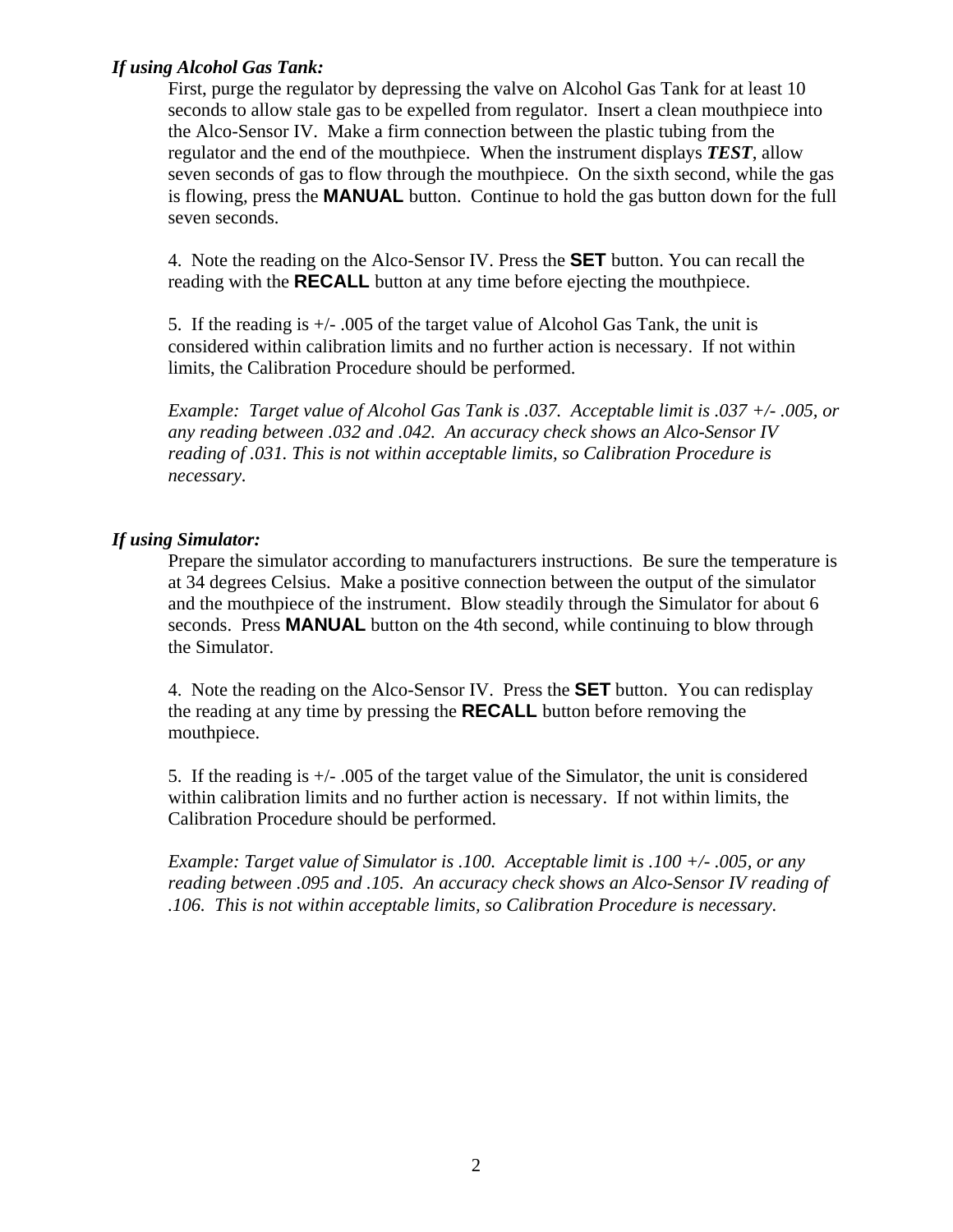***If using Alcohol Gas Tank:***

First, purge the regulator by depressing the valve on Alcohol Gas Tank for at least 10 seconds to allow stale gas to be expelled from regulator. Insert a clean mouthpiece into the Alco-Sensor IV. Make a firm connection between the plastic tubing from the regulator and the end of the mouthpiece. When the instrument displays ***TEST***, allow seven seconds of gas to flow through the mouthpiece. On the sixth second, while the gas is flowing, press the **MANUAL** button. Continue to hold the gas button down for the full seven seconds.

4. Note the reading on the Alco-Sensor IV. Press the **SET** button. You can recall the reading with the **RECALL** button at any time before ejecting the mouthpiece.

5. If the reading is +/- .005 of the target value of Alcohol Gas Tank, the unit is considered within calibration limits and no further action is necessary. If not within limits, the Calibration Procedure should be performed.

*Example: Target value of Alcohol Gas Tank is .037. Acceptable limit is .037 +/- .005, or any reading between .032 and .042. An accuracy check shows an Alco-Sensor IV reading of .031. This is not within acceptable limits, so Calibration Procedure is necessary.*

***If using Simulator:***

Prepare the simulator according to manufacturers instructions. Be sure the temperature is at 34 degrees Celsius. Make a positive connection between the output of the simulator and the mouthpiece of the instrument. Blow steadily through the Simulator for about 6 seconds. Press **MANUAL** button on the 4th second, while continuing to blow through the Simulator.

4. Note the reading on the Alco-Sensor IV. Press the **SET** button. You can redisplay the reading at any time by pressing the **RECALL** button before removing the mouthpiece.

5. If the reading is +/- .005 of the target value of the Simulator, the unit is considered within calibration limits and no further action is necessary. If not within limits, the Calibration Procedure should be performed.

*Example: Target value of Simulator is .100. Acceptable limit is .100 +/- .005, or any reading between .095 and .105. An accuracy check shows an Alco-Sensor IV reading of .106. This is not within acceptable limits, so Calibration Procedure is necessary.*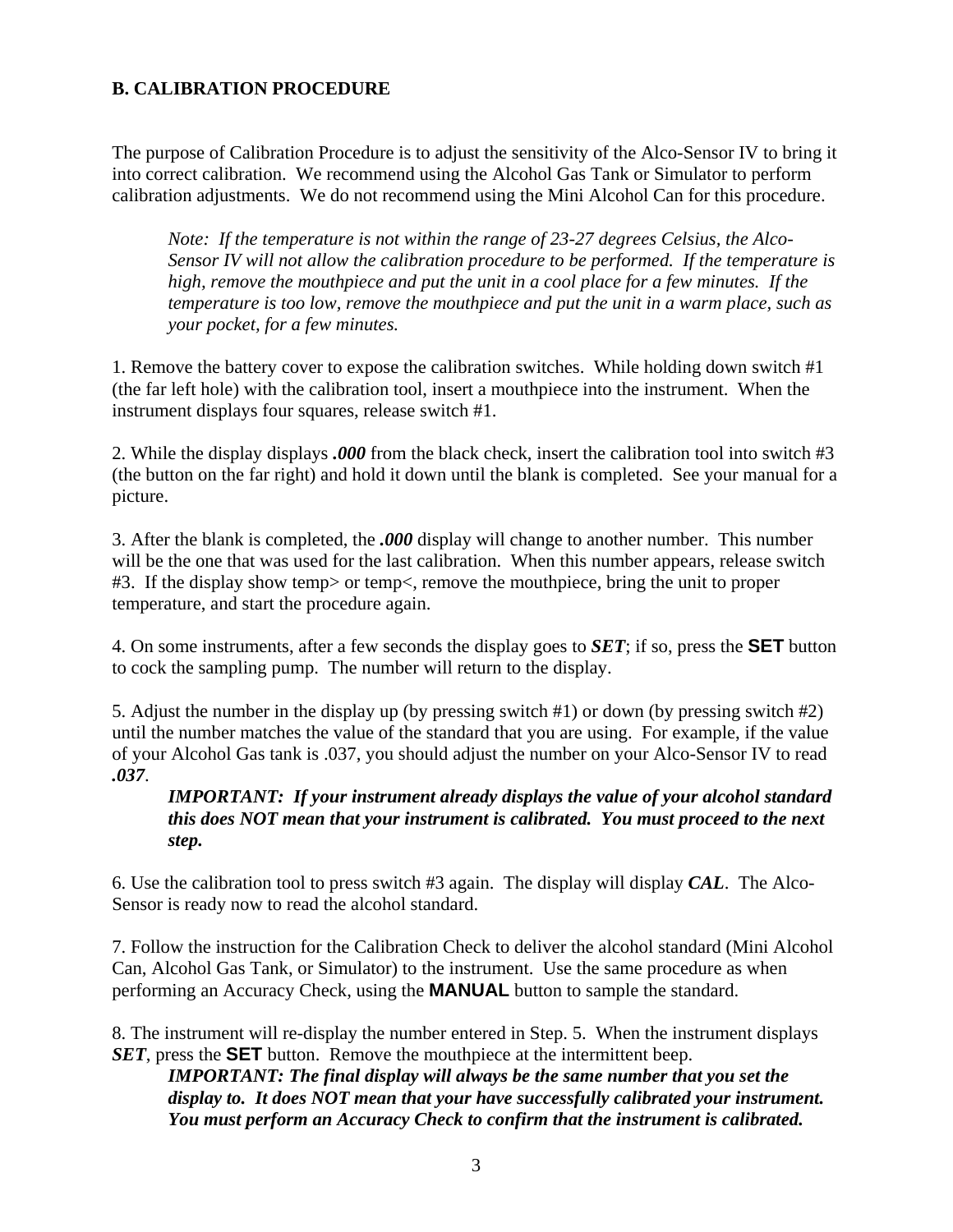### B. CALIBRATION PROCEDURE

The purpose of Calibration Procedure is to adjust the sensitivity of the Alco-Sensor IV to bring it into correct calibration. We recommend using the Alcohol Gas Tank or Simulator to perform calibration adjustments. We do not recommend using the Mini Alcohol Can for this procedure.

> *Note: If the temperature is not within the range of 23-27 degrees Celsius, the Alco-Sensor IV will not allow the calibration procedure to be performed. If the temperature is high, remove the mouthpiece and put the unit in a cool place for a few minutes. If the temperature is too low, remove the mouthpiece and put the unit in a warm place, such as your pocket, for a few minutes.*

1. Remove the battery cover to expose the calibration switches. While holding down switch #1 (the far left hole) with the calibration tool, insert a mouthpiece into the instrument. When the instrument displays four squares, release switch #1.

2. While the display displays ***.000*** from the black check, insert the calibration tool into switch #3 (the button on the far right) and hold it down until the blank is completed. See your manual for a picture.

3. After the blank is completed, the ***.000*** display will change to another number. This number will be the one that was used for the last calibration. When this number appears, release switch #3. If the display show temp> or temp<, remove the mouthpiece, bring the unit to proper temperature, and start the procedure again.

4. On some instruments, after a few seconds the display goes to ***SET***; if so, press the **SET** button to cock the sampling pump. The number will return to the display.

5. Adjust the number in the display up (by pressing switch #1) or down (by pressing switch #2) until the number matches the value of the standard that you are using. For example, if the value of your Alcohol Gas tank is .037, you should adjust the number on your Alco-Sensor IV to read ***.037***.

> ***IMPORTANT: If your instrument already displays the value of your alcohol standard this does NOT mean that your instrument is calibrated. You must proceed to the next step.***

6. Use the calibration tool to press switch #3 again. The display will display ***CAL***. The Alco-Sensor is ready now to read the alcohol standard.

7. Follow the instruction for the Calibration Check to deliver the alcohol standard (Mini Alcohol Can, Alcohol Gas Tank, or Simulator) to the instrument. Use the same procedure as when performing an Accuracy Check, using the **MANUAL** button to sample the standard.

8. The instrument will re-display the number entered in Step. 5. When the instrument displays ***SET***, press the **SET** button. Remove the mouthpiece at the intermittent beep.

> ***IMPORTANT: The final display will always be the same number that you set the display to. It does NOT mean that your have successfully calibrated your instrument. You must perform an Accuracy Check to confirm that the instrument is calibrated.***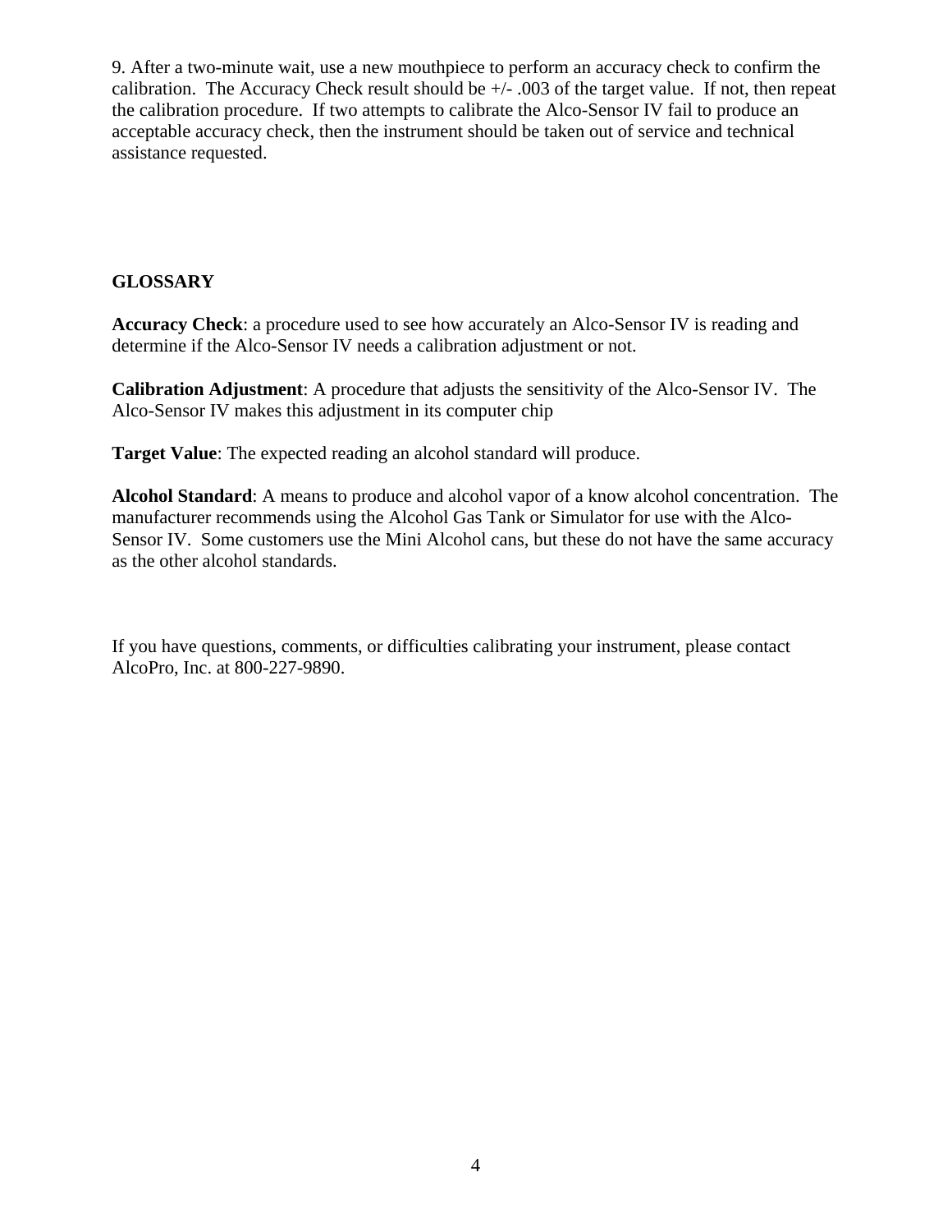9. After a two-minute wait, use a new mouthpiece to perform an accuracy check to confirm the calibration. The Accuracy Check result should be +/- .003 of the target value. If not, then repeat the calibration procedure. If two attempts to calibrate the Alco-Sensor IV fail to produce an acceptable accuracy check, then the instrument should be taken out of service and technical assistance requested.

## GLOSSARY

**Accuracy Check**: a procedure used to see how accurately an Alco-Sensor IV is reading and determine if the Alco-Sensor IV needs a calibration adjustment or not.

**Calibration Adjustment**: A procedure that adjusts the sensitivity of the Alco-Sensor IV. The Alco-Sensor IV makes this adjustment in its computer chip

**Target Value**: The expected reading an alcohol standard will produce.

**Alcohol Standard**: A means to produce and alcohol vapor of a know alcohol concentration. The manufacturer recommends using the Alcohol Gas Tank or Simulator for use with the Alco-Sensor IV. Some customers use the Mini Alcohol cans, but these do not have the same accuracy as the other alcohol standards.

If you have questions, comments, or difficulties calibrating your instrument, please contact AlcoPro, Inc. at 800-227-9890.